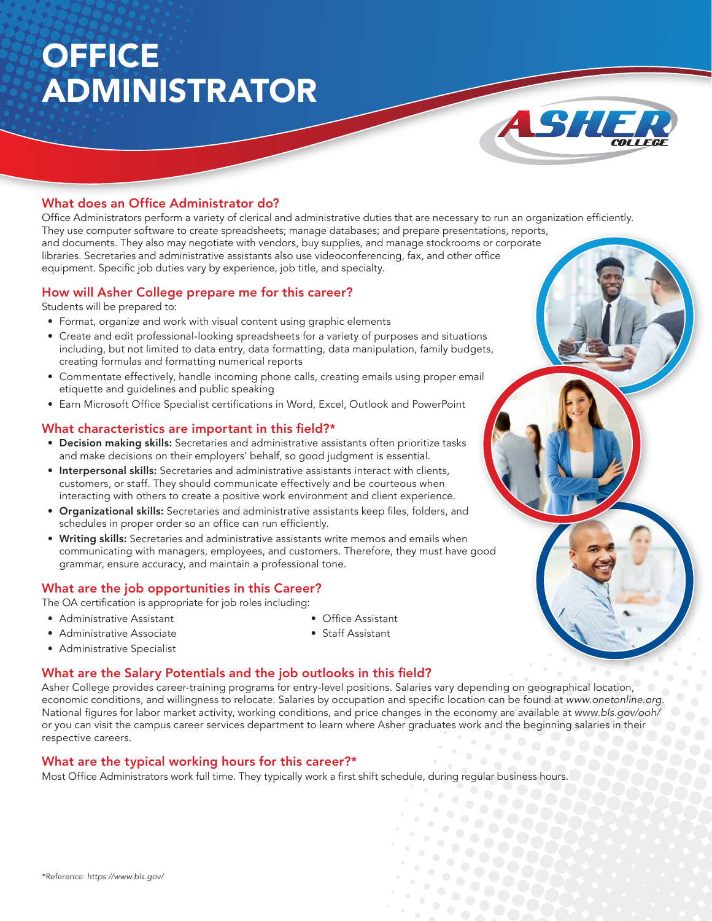# OFFICE ADMINISTRATOR

## What does an Office Administrator do?

Office Administrators perform a variety of clerical and administrative duties that are necessary to run an organization efficiently. They use computer software to create spreadsheets; manage databases; and prepare presentations, reports, and documents. They also may negotiate with vendors, buy supplies, and manage stockrooms or corporate libraries. Secretaries and administrative assistants also use videoconferencing, fax, and other office equipment. Specific job duties vary by experience, job title, and specialty.

## How will Asher College prepare me for this career?

Students will be prepared to:

- Format, organize and work with visual content using graphic elements
- Create and edit professional-looking spreadsheets for a variety of purposes and situations including, but not limited to data entry, data formatting, data manipulation, family budgets, creating formulas and formatting numerical reports
- Commentate effectively, handle incoming phone calls, creating emails using proper email etiquette and guidelines and public speaking
- Earn Microsoft Office Specialist certifications in Word, Excel, Outlook and PowerPoint

## What characteristics are important in this field?*

- **Decision making skills:** Secretaries and administrative assistants often prioritize tasks and make decisions on their employers' behalf, so good judgment is essential.
- **Interpersonal skills:** Secretaries and administrative assistants interact with clients, customers, or staff. They should communicate effectively and be courteous when interacting with others to create a positive work environment and client experience.
- **Organizational skills:** Secretaries and administrative assistants keep files, folders, and schedules in proper order so an office can run efficiently.
- **Writing skills:** Secretaries and administrative assistants write memos and emails when communicating with managers, employees, and customers. Therefore, they must have good grammar, ensure accuracy, and maintain a professional tone.

## What are the job opportunities in this Career?

The OA certification is appropriate for job roles including:

- Administrative Assistant
- Administrative Associate
- Administrative Specialist
- Office Assistant
- Staff Assistant

## What are the Salary Potentials and the job outlooks in this field?

Asher College provides career-training programs for entry-level positions. Salaries vary depending on geographical location, economic conditions, and willingness to relocate. Salaries by occupation and specific location can be found at *www.onetonline.org*. National figures for labor market activity, working conditions, and price changes in the economy are available at *www.bls.gov/ooh/* or you can visit the campus career services department to learn where Asher graduates work and the beginning salaries in their respective careers.

## What are the typical working hours for this career?*

Most Office Administrators work full time. They typically work a first shift schedule, during regular business hours.

*Reference: *https://www.bls.gov/*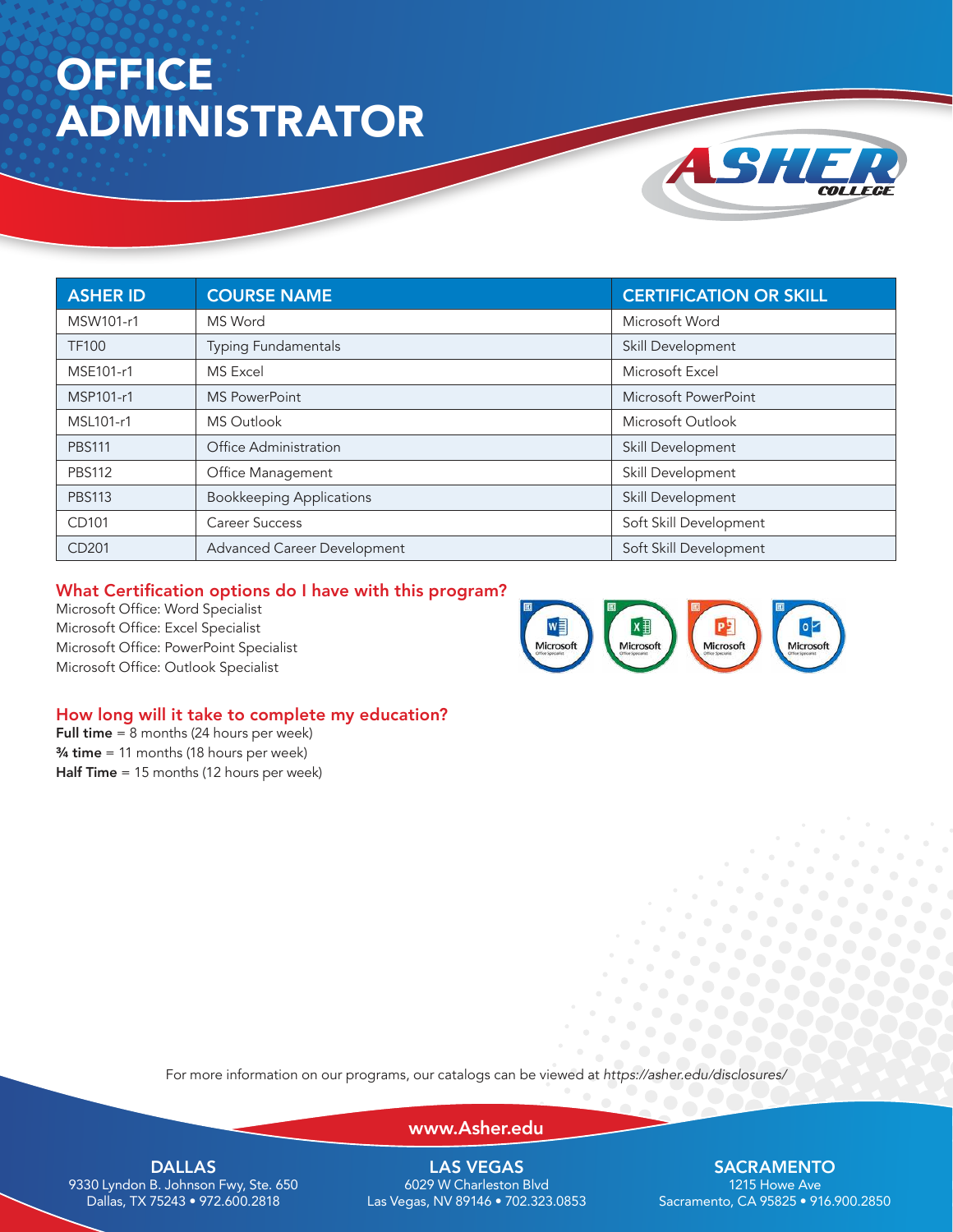# OFFICE ADMINISTRATOR

| ASHER ID | COURSE NAME | CERTIFICATION OR SKILL |
| --- | --- | --- |
| MSW101-r1 | MS Word | Microsoft Word |
| TF100 | Typing Fundamentals | Skill Development |
| MSE101-r1 | MS Excel | Microsoft Excel |
| MSP101-r1 | MS PowerPoint | Microsoft PowerPoint |
| MSL101-r1 | MS Outlook | Microsoft Outlook |
| PBS111 | Office Administration | Skill Development |
| PBS112 | Office Management | Skill Development |
| PBS113 | Bookkeeping Applications | Skill Development |
| CD101 | Career Success | Soft Skill Development |
| CD201 | Advanced Career Development | Soft Skill Development |

## What Certification options do I have with this program?

Microsoft Office: Word Specialist
Microsoft Office: Excel Specialist
Microsoft Office: PowerPoint Specialist
Microsoft Office: Outlook Specialist

## How long will it take to complete my education?

**Full time** = 8 months (24 hours per week)
**¾ time** = 11 months (18 hours per week)
**Half Time** = 15 months (12 hours per week)

For more information on our programs, our catalogs can be viewed at *https://asher.edu/disclosures/*

www.Asher.edu

**DALLAS**
9330 Lyndon B. Johnson Fwy, Ste. 650
Dallas, TX 75243 • 972.600.2818

**LAS VEGAS**
6029 W Charleston Blvd
Las Vegas, NV 89146 • 702.323.0853

**SACRAMENTO**
1215 Howe Ave
Sacramento, CA 95825 • 916.900.2850